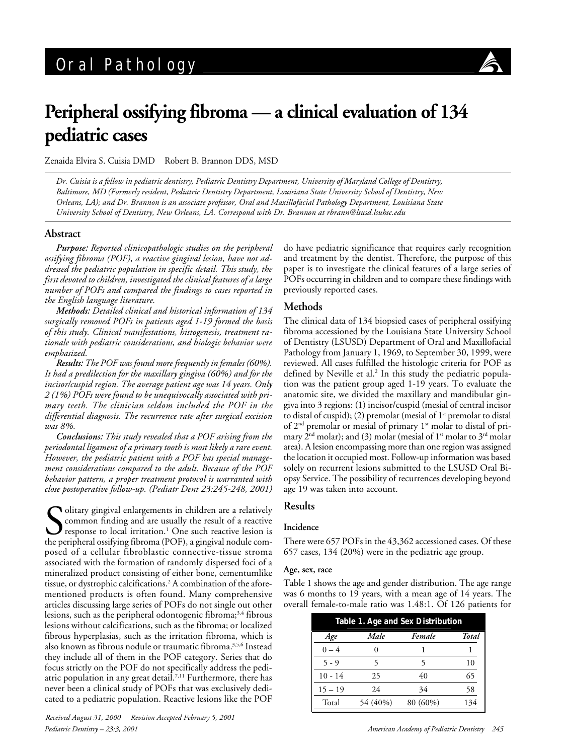# Peripheral ossifying fibroma — a clinical evaluation of 134 pediatric cases

Zenaida Elvira S. Cuisia DMD  Robert B. Brannon DDS, MSD

*Dr. Cuisia is a fellow in pediatric dentistry, Pediatric Dentistry Department, University of Maryland College of Dentistry, Baltimore, MD (Formerly resident, Pediatric Dentistry Department, Louisiana State University School of Dentistry, New Orleans, LA); and Dr. Brannon is an associate professor, Oral and Maxillofacial Pathology Department, Louisiana State University School of Dentistry, New Orleans, LA. Correspond with Dr. Brannon at rbrann@lsusd.lsuhsc.edu*

## Abstract

***Purpose:*** *Reported clinicopathologic studies on the peripheral ossifying fibroma (POF), a reactive gingival lesion, have not addressed the pediatric population in specific detail. This study, the first devoted to children, investigated the clinical features of a large number of POFs and compared the findings to cases reported in the English language literature.*

***Methods:*** *Detailed clinical and historical information of 134 surgically removed POFs in patients aged 1-19 formed the basis of this study. Clinical manifestations, histogenesis, treatment rationale with pediatric considerations, and biologic behavior were emphasized.*

***Results:*** *The POF was found more frequently in females (60%). It had a predilection for the maxillary gingiva (60%) and for the incisor/cuspid region. The average patient age was 14 years. Only 2 (1%) POFs were found to be unequivocally associated with primary teeth. The clinician seldom included the POF in the differential diagnosis. The recurrence rate after surgical excision was 8%.*

***Conclusions:*** *This study revealed that a POF arising from the periodontal ligament of a primary tooth is most likely a rare event. However, the pediatric patient with a POF has special management considerations compared to the adult. Because of the POF behavior pattern, a proper treatment protocol is warranted with close postoperative follow-up. (Pediatr Dent 23:245-248, 2001)*

Solitary gingival enlargements in children are a relatively common finding and are usually the result of a reactive response to local irritation.[1] One such reactive lesion is the peripheral ossifying fibroma (POF), a gingival nodule composed of a cellular fibroblastic connective-tissue stroma associated with the formation of randomly dispersed foci of a mineralized product consisting of either bone, cementumlike tissue, or dystrophic calcifications.[2] A combination of the aforementioned products is often found. Many comprehensive articles discussing large series of POFs do not single out other lesions, such as the peripheral odontogenic fibroma;[3,4] fibrous lesions without calcifications, such as the fibroma; or localized fibrous hyperplasias, such as the irritation fibroma, which is also known as fibrous nodule or traumatic fibroma.[3,5,6] Instead they include all of them in the POF category. Series that do focus strictly on the POF do not specifically address the pediatric population in any great detail.[7,11] Furthermore, there has never been a clinical study of POFs that was exclusively dedicated to a pediatric population. Reactive lesions like the POF do have pediatric significance that requires early recognition and treatment by the dentist. Therefore, the purpose of this paper is to investigate the clinical features of a large series of POFs occurring in children and to compare these findings with previously reported cases.

## Methods

The clinical data of 134 biopsied cases of peripheral ossifying fibroma accessioned by the Louisiana State University School of Dentistry (LSUSD) Department of Oral and Maxillofacial Pathology from January 1, 1969, to September 30, 1999, were reviewed. All cases fulfilled the histologic criteria for POF as defined by Neville et al.[2] In this study the pediatric population was the patient group aged 1-19 years. To evaluate the anatomic site, we divided the maxillary and mandibular gingiva into 3 regions: (1) incisor/cuspid (mesial of central incisor to distal of cuspid); (2) premolar (mesial of 1st premolar to distal of 2nd premolar or mesial of primary 1st molar to distal of primary 2nd molar); and (3) molar (mesial of 1st molar to 3rd molar area). A lesion encompassing more than one region was assigned the location it occupied most. Follow-up information was based solely on recurrent lesions submitted to the LSUSD Oral Biopsy Service. The possibility of recurrences developing beyond age 19 was taken into account.

## Results

### Incidence

There were 657 POFs in the 43,362 accessioned cases. Of these 657 cases, 134 (20%) were in the pediatric age group.

#### Age, sex, race

Table 1 shows the age and gender distribution. The age range was 6 months to 19 years, with a mean age of 14 years. The overall female-to-male ratio was 1.48:1. Of 126 patients for

**Table 1. Age and Sex Distribution**

| *Age* | *Male* | *Female* | *Total* |
|---|---|---|---|
| 0 – 4 | 0 | 1 | 1 |
| 5 - 9 | 5 | 5 | 10 |
| 10 - 14 | 25 | 40 | 65 |
| 15 – 19 | 24 | 34 | 58 |
| Total | 54 (40%) | 80 (60%) | 134 |

*Received August 31, 2000  Revision Accepted February 5, 2001*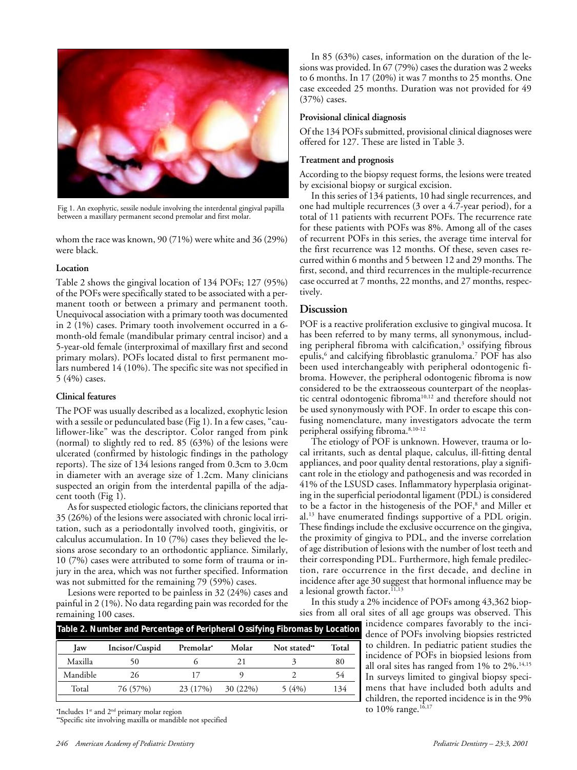Fig 1. An exophytic, sessile nodule involving the interdental gingival papilla between a maxillary permanent second premolar and first molar.

whom the race was known, 90 (71%) were white and 36 (29%) were black.

### Location

Table 2 shows the gingival location of 134 POFs; 127 (95%) of the POFs were specifically stated to be associated with a permanent tooth or between a primary and permanent tooth. Unequivocal association with a primary tooth was documented in 2 (1%) cases. Primary tooth involvement occurred in a 6-month-old female (mandibular primary central incisor) and a 5-year-old female (interproximal of maxillary first and second primary molars). POFs located distal to first permanent molars numbered 14 (10%). The specific site was not specified in 5 (4%) cases.

### Clinical features

The POF was usually described as a localized, exophytic lesion with a sessile or pedunculated base (Fig 1). In a few cases, "cauliflower-like" was the descriptor. Color ranged from pink (normal) to slightly red to red. 85 (63%) of the lesions were ulcerated (confirmed by histologic findings in the pathology reports). The size of 134 lesions ranged from 0.3cm to 3.0cm in diameter with an average size of 1.2cm. Many clinicians suspected an origin from the interdental papilla of the adjacent tooth (Fig 1).

As for suspected etiologic factors, the clinicians reported that 35 (26%) of the lesions were associated with chronic local irritation, such as a periodontally involved tooth, gingivitis, or calculus accumulation. In 10 (7%) cases they believed the lesions arose secondary to an orthodontic appliance. Similarly, 10 (7%) cases were attributed to some form of trauma or injury in the area, which was not further specified. Information was not submitted for the remaining 79 (59%) cases.

Lesions were reported to be painless in 32 (24%) cases and painful in 2 (1%). No data regarding pain was recorded for the remaining 100 cases.

**Table 2. Number and Percentage of Peripheral Ossifying Fibromas by Location**

| Jaw | Incisor/Cuspid | Premolar* | Molar | Not stated** | Total |
|---|---|---|---|---|---|
| Maxilla | 50 | 6 | 21 | 3 | 80 |
| Mandible | 26 | 17 | 9 | 2 | 54 |
| Total | 76 (57%) | 23 (17%) | 30 (22%) | 5 (4%) | 134 |

*Includes 1st and 2nd primary molar region
**Specific site involving maxilla or mandible not specified

In 85 (63%) cases, information on the duration of the lesions was provided. In 67 (79%) cases the duration was 2 weeks to 6 months. In 17 (20%) it was 7 months to 25 months. One case exceeded 25 months. Duration was not provided for 49 (37%) cases.

### Provisional clinical diagnosis

Of the 134 POFs submitted, provisional clinical diagnoses were offered for 127. These are listed in Table 3.

### Treatment and prognosis

According to the biopsy request forms, the lesions were treated by excisional biopsy or surgical excision.

In this series of 134 patients, 10 had single recurrences, and one had multiple recurrences (3 over a 4.7-year period), for a total of 11 patients with recurrent POFs. The recurrence rate for these patients with POFs was 8%. Among all of the cases of recurrent POFs in this series, the average time interval for the first recurrence was 12 months. Of these, seven cases recurred within 6 months and 5 between 12 and 29 months. The first, second, and third recurrences in the multiple-recurrence case occurred at 7 months, 22 months, and 27 months, respectively.

## Discussion

POF is a reactive proliferation exclusive to gingival mucosa. It has been referred to by many terms, all synonymous, including peripheral fibroma with calcification,[3] ossifying fibrous epulis,[6] and calcifying fibroblastic granuloma.[7] POF has also been used interchangeably with peripheral odontogenic fibroma. However, the peripheral odontogenic fibroma is now considered to be the extraosseous counterpart of the neoplastic central odontogenic fibroma[10,12] and therefore should not be used synonymously with POF. In order to escape this confusing nomenclature, many investigators advocate the term peripheral ossifying fibroma.[8,10-12]

The etiology of POF is unknown. However, trauma or local irritants, such as dental plaque, calculus, ill-fitting dental appliances, and poor quality dental restorations, play a significant role in the etiology and pathogenesis and was recorded in 41% of the LSUSD cases. Inflammatory hyperplasia originating in the superficial periodontal ligament (PDL) is considered to be a factor in the histogenesis of the POF,[8] and Miller et al.[13] have enumerated findings supportive of a PDL origin. These findings include the exclusive occurrence on the gingiva, the proximity of gingiva to PDL, and the inverse correlation of age distribution of lesions with the number of lost teeth and their corresponding PDL. Furthermore, high female predilection, rare occurrence in the first decade, and decline in incidence after age 30 suggest that hormonal influence may be a lesional growth factor.[11,13]

In this study a 2% incidence of POFs among 43,362 biopsies from all oral sites of all age groups was observed. This incidence compares favorably to the incidence of POFs involving biopsies restricted to children. In pediatric patient studies the incidence of POFs in biopsied lesions from all oral sites has ranged from 1% to 2%.[14,15] In surveys limited to gingival biopsy specimens that have included both adults and children, the reported incidence is in the 9% to 10% range.[16,17]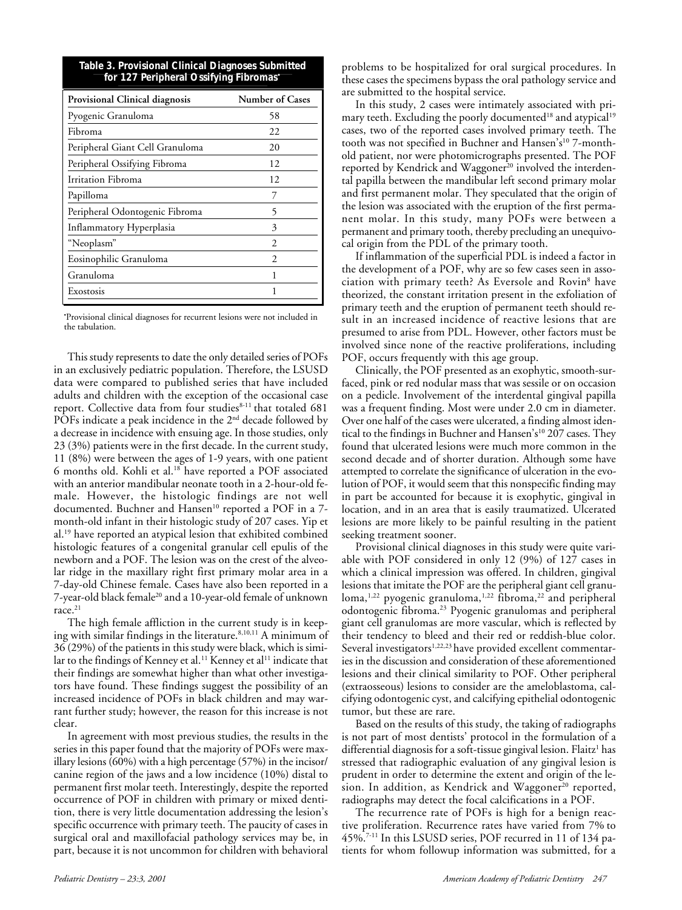**Table 3. Provisional Clinical Diagnoses Submitted for 127 Peripheral Ossifying Fibromas***

| Provisional Clinical diagnosis | Number of Cases |
|---|---|
| Pyogenic Granuloma | 58 |
| Fibroma | 22 |
| Peripheral Giant Cell Granuloma | 20 |
| Peripheral Ossifying Fibroma | 12 |
| Irritation Fibroma | 12 |
| Papilloma | 7 |
| Peripheral Odontogenic Fibroma | 5 |
| Inflammatory Hyperplasia | 3 |
| "Neoplasm" | 2 |
| Eosinophilic Granuloma | 2 |
| Granuloma | 1 |
| Exostosis | 1 |

*Provisional clinical diagnoses for recurrent lesions were not included in the tabulation.

This study represents to date the only detailed series of POFs in an exclusively pediatric population. Therefore, the LSUSD data were compared to published series that have included adults and children with the exception of the occasional case report. Collective data from four studies[8-11] that totaled 681 POFs indicate a peak incidence in the 2nd decade followed by a decrease in incidence with ensuing age. In those studies, only 23 (3%) patients were in the first decade. In the current study, 11 (8%) were between the ages of 1-9 years, with one patient 6 months old. Kohli et al.[18] have reported a POF associated with an anterior mandibular neonate tooth in a 2-hour-old female. However, the histologic findings are not well documented. Buchner and Hansen[10] reported a POF in a 7-month-old infant in their histologic study of 207 cases. Yip et al.[19] have reported an atypical lesion that exhibited combined histologic features of a congenital granular cell epulis of the newborn and a POF. The lesion was on the crest of the alveolar ridge in the maxillary right first primary molar area in a 7-day-old Chinese female. Cases have also been reported in a 7-year-old black female[20] and a 10-year-old female of unknown race.[21]

The high female affliction in the current study is in keeping with similar findings in the literature.[8,10,11] A minimum of 36 (29%) of the patients in this study were black, which is similar to the findings of Kenney et al.[11] Kenney et al[11] indicate that their findings are somewhat higher than what other investigators have found. These findings suggest the possibility of an increased incidence of POFs in black children and may warrant further study; however, the reason for this increase is not clear.

In agreement with most previous studies, the results in the series in this paper found that the majority of POFs were maxillary lesions (60%) with a high percentage (57%) in the incisor/canine region of the jaws and a low incidence (10%) distal to permanent first molar teeth. Interestingly, despite the reported occurrence of POF in children with primary or mixed dentition, there is very little documentation addressing the lesion's specific occurrence with primary teeth. The paucity of cases in surgical oral and maxillofacial pathology services may be, in part, because it is not uncommon for children with behavioral problems to be hospitalized for oral surgical procedures. In these cases the specimens bypass the oral pathology service and are submitted to the hospital service.

In this study, 2 cases were intimately associated with primary teeth. Excluding the poorly documented[18] and atypical[19] cases, two of the reported cases involved primary teeth. The tooth was not specified in Buchner and Hansen's[10] 7-month-old patient, nor were photomicrographs presented. The POF reported by Kendrick and Waggoner[20] involved the interdental papilla between the mandibular left second primary molar and first permanent molar. They speculated that the origin of the lesion was associated with the eruption of the first permanent molar. In this study, many POFs were between a permanent and primary tooth, thereby precluding an unequivocal origin from the PDL of the primary tooth.

If inflammation of the superficial PDL is indeed a factor in the development of a POF, why are so few cases seen in association with primary teeth? As Eversole and Rovin[8] have theorized, the constant irritation present in the exfoliation of primary teeth and the eruption of permanent teeth should result in an increased incidence of reactive lesions that are presumed to arise from PDL. However, other factors must be involved since none of the reactive proliferations, including POF, occurs frequently with this age group.

Clinically, the POF presented as an exophytic, smooth-surfaced, pink or red nodular mass that was sessile or on occasion on a pedicle. Involvement of the interdental gingival papilla was a frequent finding. Most were under 2.0 cm in diameter. Over one half of the cases were ulcerated, a finding almost identical to the findings in Buchner and Hansen's[10] 207 cases. They found that ulcerated lesions were much more common in the second decade and of shorter duration. Although some have attempted to correlate the significance of ulceration in the evolution of POF, it would seem that this nonspecific finding may in part be accounted for because it is exophytic, gingival in location, and in an area that is easily traumatized. Ulcerated lesions are more likely to be painful resulting in the patient seeking treatment sooner.

Provisional clinical diagnoses in this study were quite variable with POF considered in only 12 (9%) of 127 cases in which a clinical impression was offered. In children, gingival lesions that imitate the POF are the peripheral giant cell granuloma,[1,22] pyogenic granuloma,[1,22] fibroma,[22] and peripheral odontogenic fibroma.[23] Pyogenic granulomas and peripheral giant cell granulomas are more vascular, which is reflected by their tendency to bleed and their red or reddish-blue color. Several investigators[1,22,23] have provided excellent commentaries in the discussion and consideration of these aforementioned lesions and their clinical similarity to POF. Other peripheral (extraosseous) lesions to consider are the ameloblastoma, calcifying odontogenic cyst, and calcifying epithelial odontogenic tumor, but these are rare.

Based on the results of this study, the taking of radiographs is not part of most dentists' protocol in the formulation of a differential diagnosis for a soft-tissue gingival lesion. Flaitz[1] has stressed that radiographic evaluation of any gingival lesion is prudent in order to determine the extent and origin of the lesion. In addition, as Kendrick and Waggoner[20] reported, radiographs may detect the focal calcifications in a POF.

The recurrence rate of POFs is high for a benign reactive proliferation. Recurrence rates have varied from 7% to 45%.[7-11] In this LSUSD series, POF recurred in 11 of 134 patients for whom followup information was submitted, for a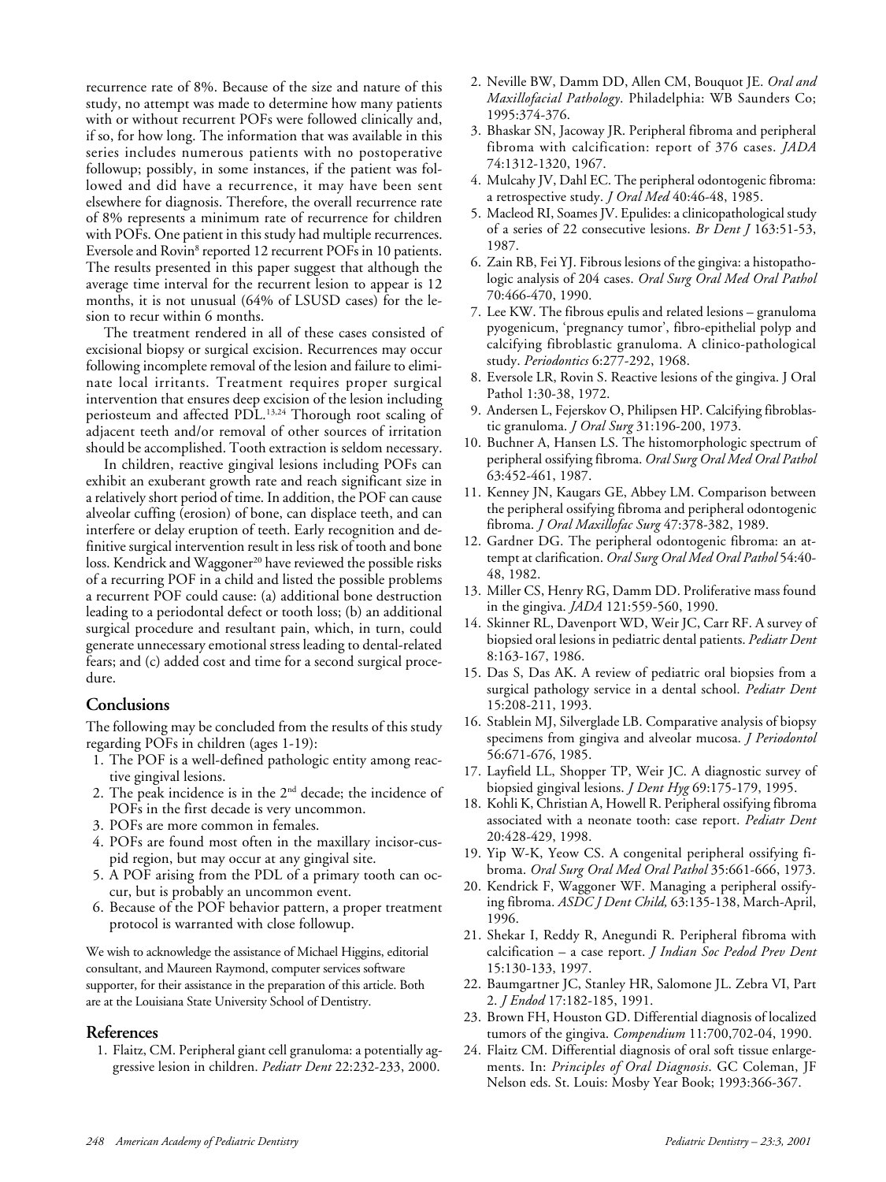recurrence rate of 8%. Because of the size and nature of this study, no attempt was made to determine how many patients with or without recurrent POFs were followed clinically and, if so, for how long. The information that was available in this series includes numerous patients with no postoperative followup; possibly, in some instances, if the patient was followed and did have a recurrence, it may have been sent elsewhere for diagnosis. Therefore, the overall recurrence rate of 8% represents a minimum rate of recurrence for children with POFs. One patient in this study had multiple recurrences. Eversole and Rovin[8] reported 12 recurrent POFs in 10 patients. The results presented in this paper suggest that although the average time interval for the recurrent lesion to appear is 12 months, it is not unusual (64% of LSUSD cases) for the lesion to recur within 6 months.

The treatment rendered in all of these cases consisted of excisional biopsy or surgical excision. Recurrences may occur following incomplete removal of the lesion and failure to eliminate local irritants. Treatment requires proper surgical intervention that ensures deep excision of the lesion including periosteum and affected PDL.[13,24] Thorough root scaling of adjacent teeth and/or removal of other sources of irritation should be accomplished. Tooth extraction is seldom necessary.

In children, reactive gingival lesions including POFs can exhibit an exuberant growth rate and reach significant size in a relatively short period of time. In addition, the POF can cause alveolar cuffing (erosion) of bone, can displace teeth, and can interfere or delay eruption of teeth. Early recognition and definitive surgical intervention result in less risk of tooth and bone loss. Kendrick and Waggoner[20] have reviewed the possible risks of a recurring POF in a child and listed the possible problems a recurrent POF could cause: (a) additional bone destruction leading to a periodontal defect or tooth loss; (b) an additional surgical procedure and resultant pain, which, in turn, could generate unnecessary emotional stress leading to dental-related fears; and (c) added cost and time for a second surgical procedure.

## Conclusions

The following may be concluded from the results of this study regarding POFs in children (ages 1-19):

1. The POF is a well-defined pathologic entity among reactive gingival lesions.
2. The peak incidence is in the 2nd decade; the incidence of POFs in the first decade is very uncommon.
3. POFs are more common in females.
4. POFs are found most often in the maxillary incisor-cuspid region, but may occur at any gingival site.
5. A POF arising from the PDL of a primary tooth can occur, but is probably an uncommon event.
6. Because of the POF behavior pattern, a proper treatment protocol is warranted with close followup.

We wish to acknowledge the assistance of Michael Higgins, editorial consultant, and Maureen Raymond, computer services software supporter, for their assistance in the preparation of this article. Both are at the Louisiana State University School of Dentistry.

## References

1. Flaitz, CM. Peripheral giant cell granuloma: a potentially aggressive lesion in children. *Pediatr Dent* 22:232-233, 2000.
2. Neville BW, Damm DD, Allen CM, Bouquot JE. *Oral and Maxillofacial Pathology*. Philadelphia: WB Saunders Co; 1995:374-376.
3. Bhaskar SN, Jacoway JR. Peripheral fibroma and peripheral fibroma with calcification: report of 376 cases. *JADA* 74:1312-1320, 1967.
4. Mulcahy JV, Dahl EC. The peripheral odontogenic fibroma: a retrospective study. *J Oral Med* 40:46-48, 1985.
5. Macleod RI, Soames JV. Epulides: a clinicopathological study of a series of 22 consecutive lesions. *Br Dent J* 163:51-53, 1987.
6. Zain RB, Fei YJ. Fibrous lesions of the gingiva: a histopathologic analysis of 204 cases. *Oral Surg Oral Med Oral Pathol* 70:466-470, 1990.
7. Lee KW. The fibrous epulis and related lesions – granuloma pyogenicum, 'pregnancy tumor', fibro-epithelial polyp and calcifying fibroblastic granuloma. A clinico-pathological study. *Periodontics* 6:277-292, 1968.
8. Eversole LR, Rovin S. Reactive lesions of the gingiva. J Oral Pathol 1:30-38, 1972.
9. Andersen L, Fejerskov O, Philipsen HP. Calcifying fibroblastic granuloma. *J Oral Surg* 31:196-200, 1973.
10. Buchner A, Hansen LS. The histomorphologic spectrum of peripheral ossifying fibroma. *Oral Surg Oral Med Oral Pathol* 63:452-461, 1987.
11. Kenney JN, Kaugars GE, Abbey LM. Comparison between the peripheral ossifying fibroma and peripheral odontogenic fibroma. *J Oral Maxillofac Surg* 47:378-382, 1989.
12. Gardner DG. The peripheral odontogenic fibroma: an attempt at clarification. *Oral Surg Oral Med Oral Pathol* 54:40-48, 1982.
13. Miller CS, Henry RG, Damm DD. Proliferative mass found in the gingiva. *JADA* 121:559-560, 1990.
14. Skinner RL, Davenport WD, Weir JC, Carr RF. A survey of biopsied oral lesions in pediatric dental patients. *Pediatr Dent* 8:163-167, 1986.
15. Das S, Das AK. A review of pediatric oral biopsies from a surgical pathology service in a dental school. *Pediatr Dent* 15:208-211, 1993.
16. Stablein MJ, Silverglade LB. Comparative analysis of biopsy specimens from gingiva and alveolar mucosa. *J Periodontol* 56:671-676, 1985.
17. Layfield LL, Shopper TP, Weir JC. A diagnostic survey of biopsied gingival lesions. *J Dent Hyg* 69:175-179, 1995.
18. Kohli K, Christian A, Howell R. Peripheral ossifying fibroma associated with a neonate tooth: case report. *Pediatr Dent* 20:428-429, 1998.
19. Yip W-K, Yeow CS. A congenital peripheral ossifying fibroma. *Oral Surg Oral Med Oral Pathol* 35:661-666, 1973.
20. Kendrick F, Waggoner WF. Managing a peripheral ossifying fibroma. *ASDC J Dent Child,* 63:135-138, March-April, 1996.
21. Shekar I, Reddy R, Anegundi R. Peripheral fibroma with calcification – a case report. *J Indian Soc Pedod Prev Dent* 15:130-133, 1997.
22. Baumgartner JC, Stanley HR, Salomone JL. Zebra VI, Part 2. *J Endod* 17:182-185, 1991.
23. Brown FH, Houston GD. Differential diagnosis of localized tumors of the gingiva. *Compendium* 11:700,702-04, 1990.
24. Flaitz CM. Differential diagnosis of oral soft tissue enlargements. In: *Principles of Oral Diagnosis*. GC Coleman, JF Nelson eds. St. Louis: Mosby Year Book; 1993:366-367.